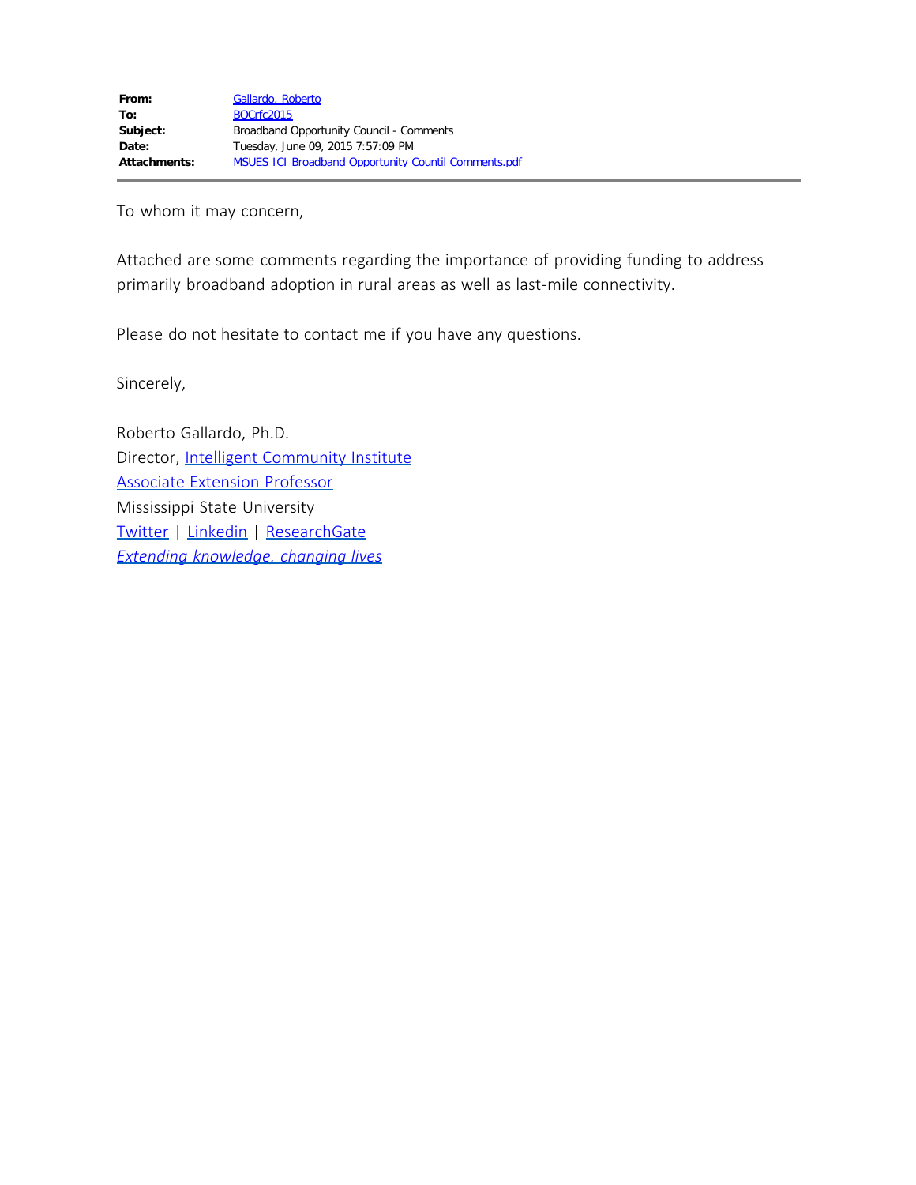| | |
|---|---|
| **From:** | Gallardo, Roberto |
| **To:** | BOCrfc2015 |
| **Subject:** | Broadband Opportunity Council - Comments |
| **Date:** | Tuesday, June 09, 2015 7:57:09 PM |
| **Attachments:** | MSUES ICI Broadband Opportunity Countil Comments.pdf |

To whom it may concern,

Attached are some comments regarding the importance of providing funding to address primarily broadband adoption in rural areas as well as last-mile connectivity.

Please do not hesitate to contact me if you have any questions.

Sincerely,

Roberto Gallardo, Ph.D.
Director, Intelligent Community Institute
Associate Extension Professor
Mississippi State University
Twitter | Linkedin | ResearchGate
*Extending knowledge, changing lives*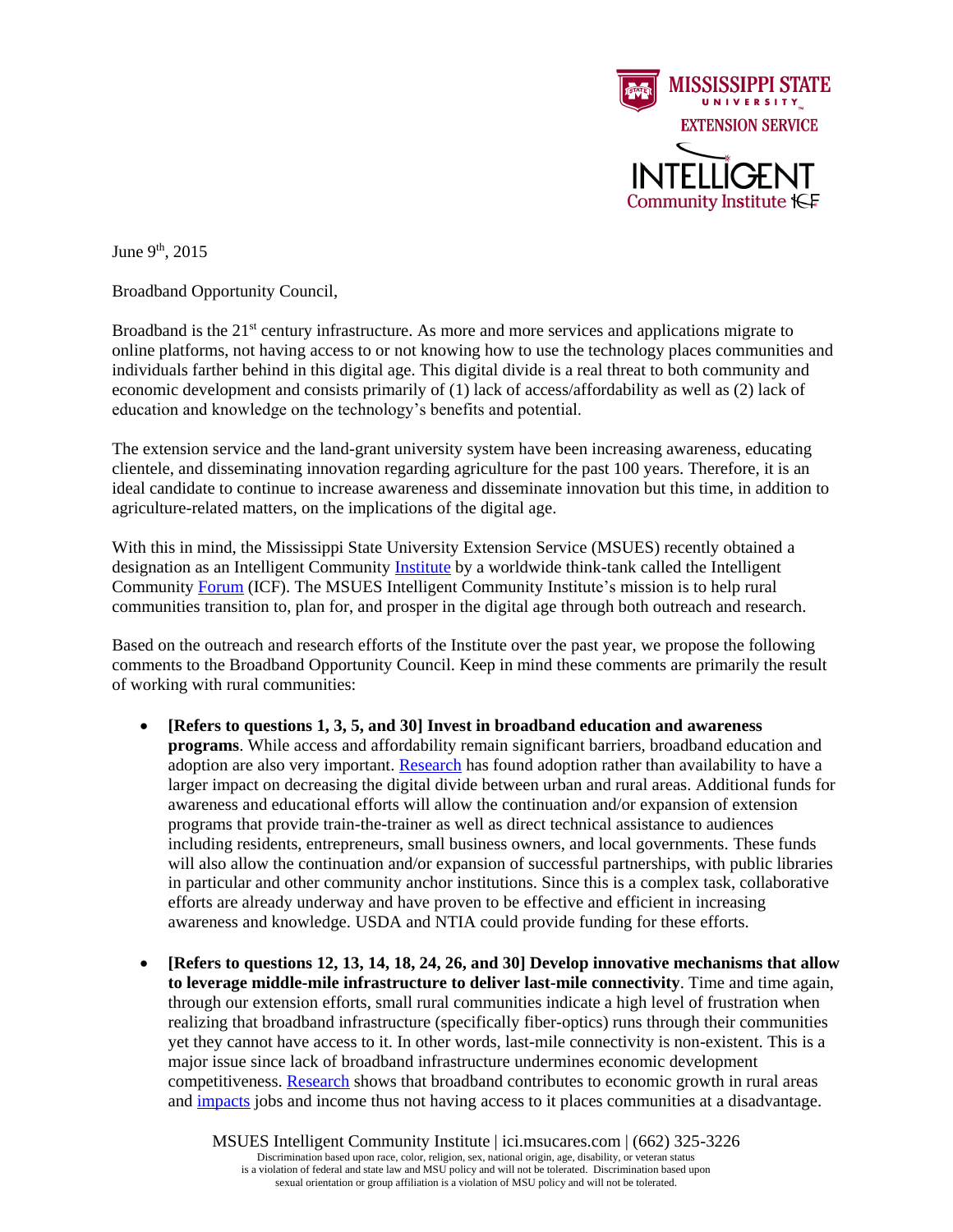June 9th, 2015

Broadband Opportunity Council,

Broadband is the 21st century infrastructure. As more and more services and applications migrate to online platforms, not having access to or not knowing how to use the technology places communities and individuals farther behind in this digital age. This digital divide is a real threat to both community and economic development and consists primarily of (1) lack of access/affordability as well as (2) lack of education and knowledge on the technology's benefits and potential.

The extension service and the land-grant university system have been increasing awareness, educating clientele, and disseminating innovation regarding agriculture for the past 100 years. Therefore, it is an ideal candidate to continue to increase awareness and disseminate innovation but this time, in addition to agriculture-related matters, on the implications of the digital age.

With this in mind, the Mississippi State University Extension Service (MSUES) recently obtained a designation as an Intelligent Community Institute by a worldwide think-tank called the Intelligent Community Forum (ICF). The MSUES Intelligent Community Institute's mission is to help rural communities transition to, plan for, and prosper in the digital age through both outreach and research.

Based on the outreach and research efforts of the Institute over the past year, we propose the following comments to the Broadband Opportunity Council. Keep in mind these comments are primarily the result of working with rural communities:

- **[Refers to questions 1, 3, 5, and 30] Invest in broadband education and awareness programs**. While access and affordability remain significant barriers, broadband education and adoption are also very important. Research has found adoption rather than availability to have a larger impact on decreasing the digital divide between urban and rural areas. Additional funds for awareness and educational efforts will allow the continuation and/or expansion of extension programs that provide train-the-trainer as well as direct technical assistance to audiences including residents, entrepreneurs, small business owners, and local governments. These funds will also allow the continuation and/or expansion of successful partnerships, with public libraries in particular and other community anchor institutions. Since this is a complex task, collaborative efforts are already underway and have proven to be effective and efficient in increasing awareness and knowledge. USDA and NTIA could provide funding for these efforts.

- **[Refers to questions 12, 13, 14, 18, 24, 26, and 30] Develop innovative mechanisms that allow to leverage middle-mile infrastructure to deliver last-mile connectivity**. Time and time again, through our extension efforts, small rural communities indicate a high level of frustration when realizing that broadband infrastructure (specifically fiber-optics) runs through their communities yet they cannot have access to it. In other words, last-mile connectivity is non-existent. This is a major issue since lack of broadband infrastructure undermines economic development competitiveness. Research shows that broadband contributes to economic growth in rural areas and impacts jobs and income thus not having access to it places communities at a disadvantage.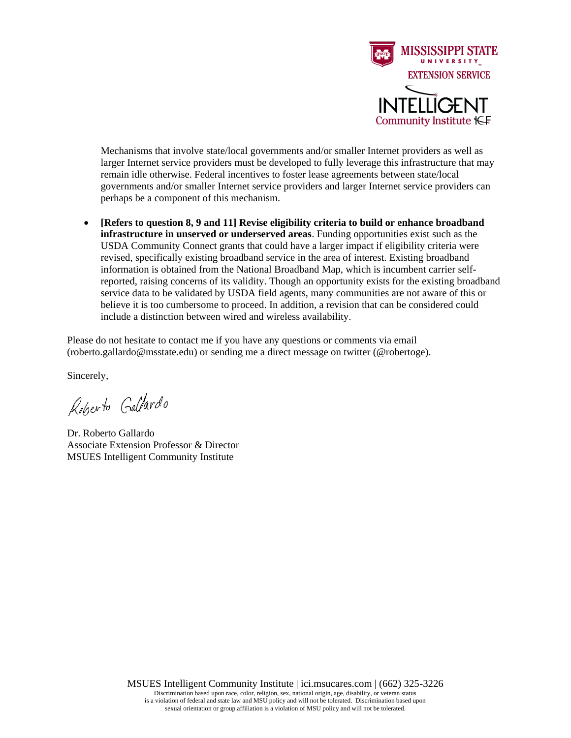Mechanisms that involve state/local governments and/or smaller Internet providers as well as larger Internet service providers must be developed to fully leverage this infrastructure that may remain idle otherwise. Federal incentives to foster lease agreements between state/local governments and/or smaller Internet service providers and larger Internet service providers can perhaps be a component of this mechanism.

- **[Refers to question 8, 9 and 11] Revise eligibility criteria to build or enhance broadband infrastructure in unserved or underserved areas**. Funding opportunities exist such as the USDA Community Connect grants that could have a larger impact if eligibility criteria were revised, specifically existing broadband service in the area of interest. Existing broadband information is obtained from the National Broadband Map, which is incumbent carrier self-reported, raising concerns of its validity. Though an opportunity exists for the existing broadband service data to be validated by USDA field agents, many communities are not aware of this or believe it is too cumbersome to proceed. In addition, a revision that can be considered could include a distinction between wired and wireless availability.

Please do not hesitate to contact me if you have any questions or comments via email (roberto.gallardo@msstate.edu) or sending me a direct message on twitter (@robertoge).

Sincerely,

Roberto Gallardo

Dr. Roberto Gallardo
Associate Extension Professor & Director
MSUES Intelligent Community Institute

MSUES Intelligent Community Institute | ici.msucares.com | (662) 325-3226

Discrimination based upon race, color, religion, sex, national origin, age, disability, or veteran status is a violation of federal and state law and MSU policy and will not be tolerated. Discrimination based upon sexual orientation or group affiliation is a violation of MSU policy and will not be tolerated.